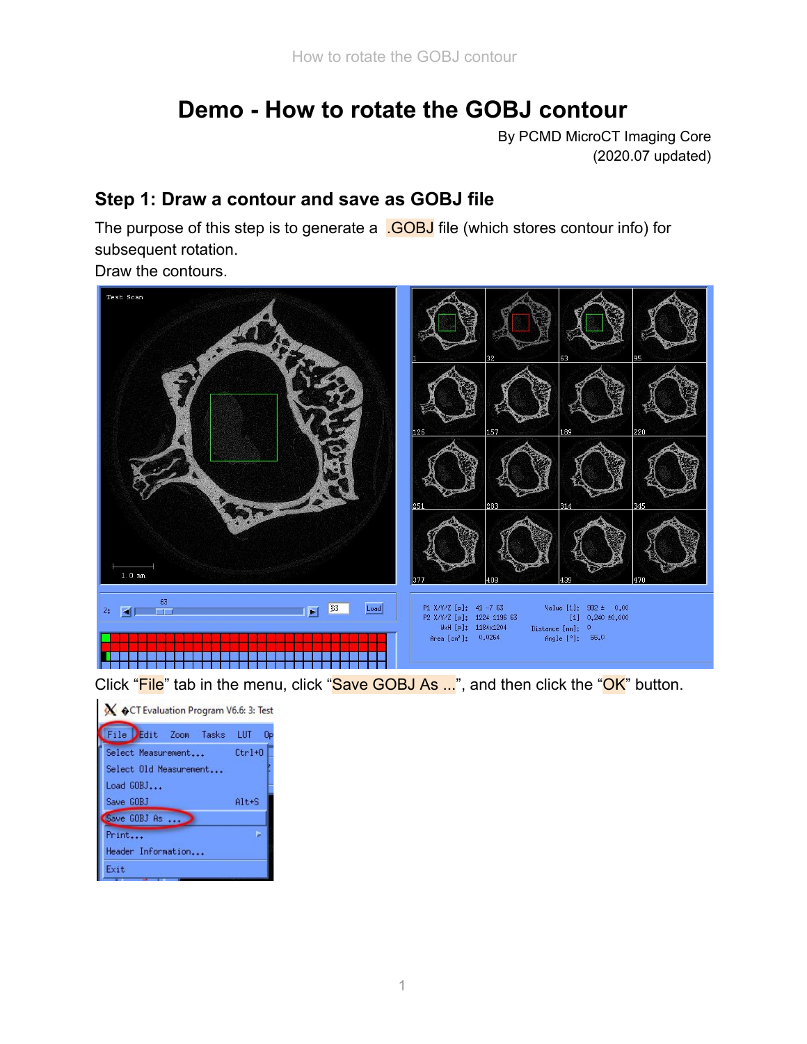# Demo - How to rotate the GOBJ contour

By PCMD MicroCT Imaging Core
(2020.07 updated)

## Step 1: Draw a contour and save as GOBJ file

The purpose of this step is to generate a .GOBJ file (which stores contour info) for subsequent rotation.
Draw the contours.

Click “File” tab in the menu, click “Save GOBJ As ...”, and then click the “OK” button.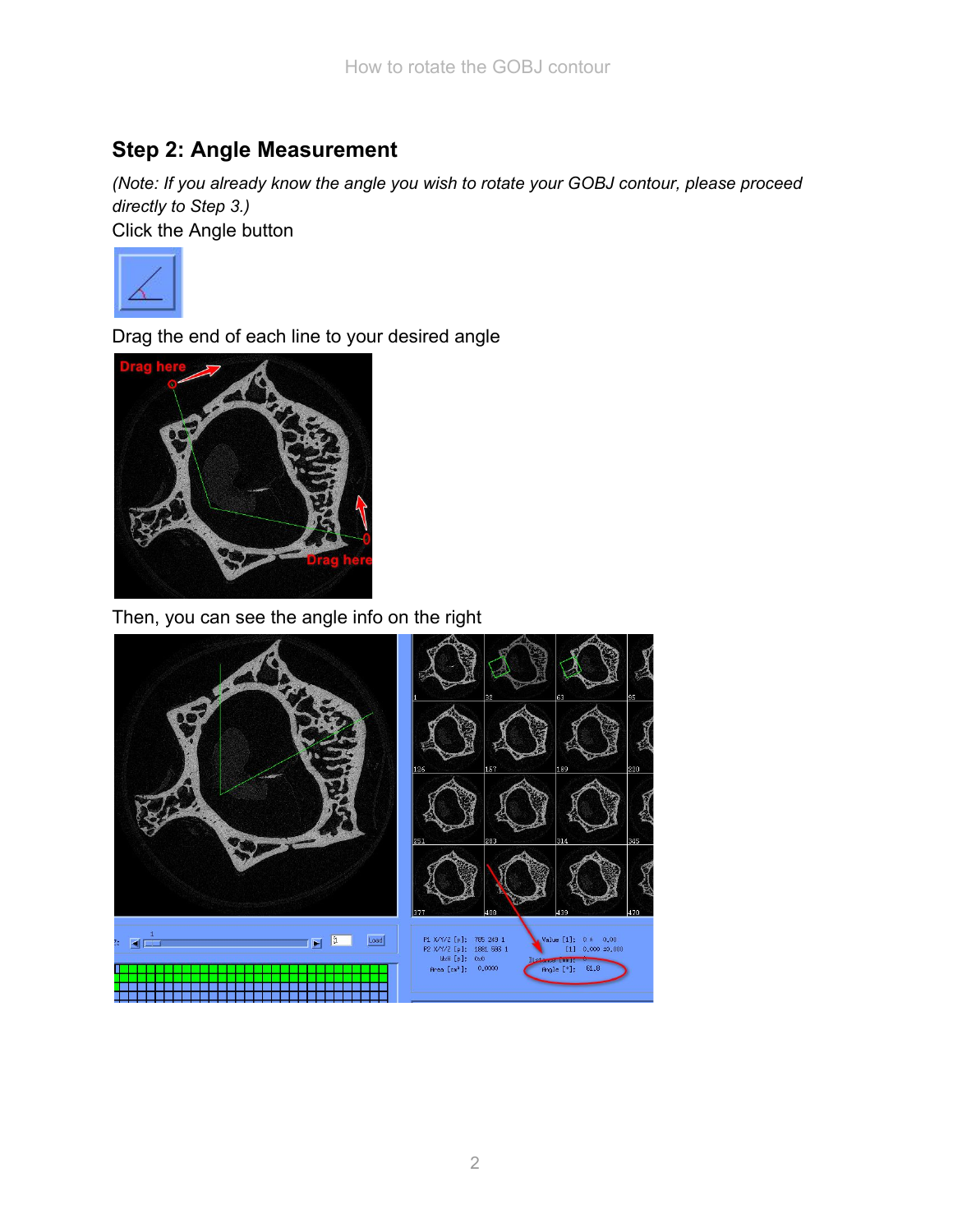## Step 2: Angle Measurement

*(Note: If you already know the angle you wish to rotate your GOBJ contour, please proceed directly to Step 3.)*

Click the Angle button

Drag the end of each line to your desired angle

Then, you can see the angle info on the right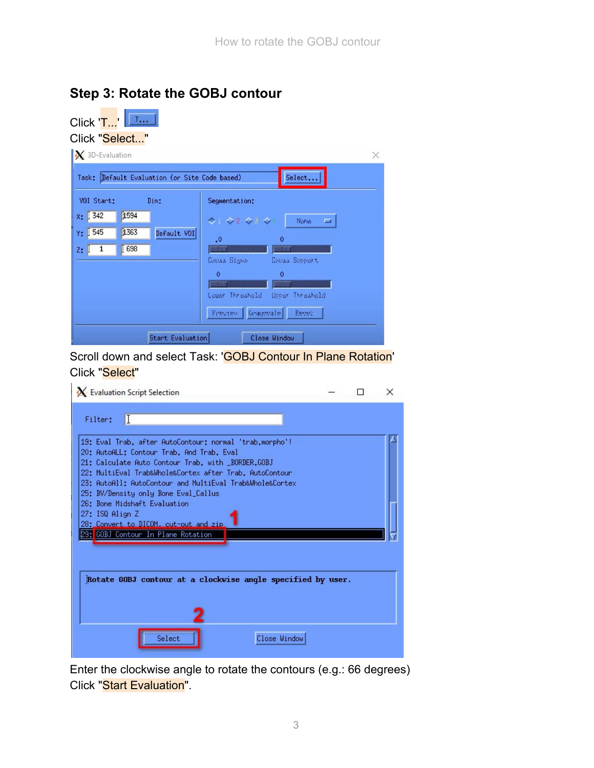## Step 3: Rotate the GOBJ contour

Click 'T...'

Click "Select..."

Scroll down and select Task: 'GOBJ Contour In Plane Rotation'

Click "Select"

Enter the clockwise angle to rotate the contours (e.g.: 66 degrees)

Click "Start Evaluation".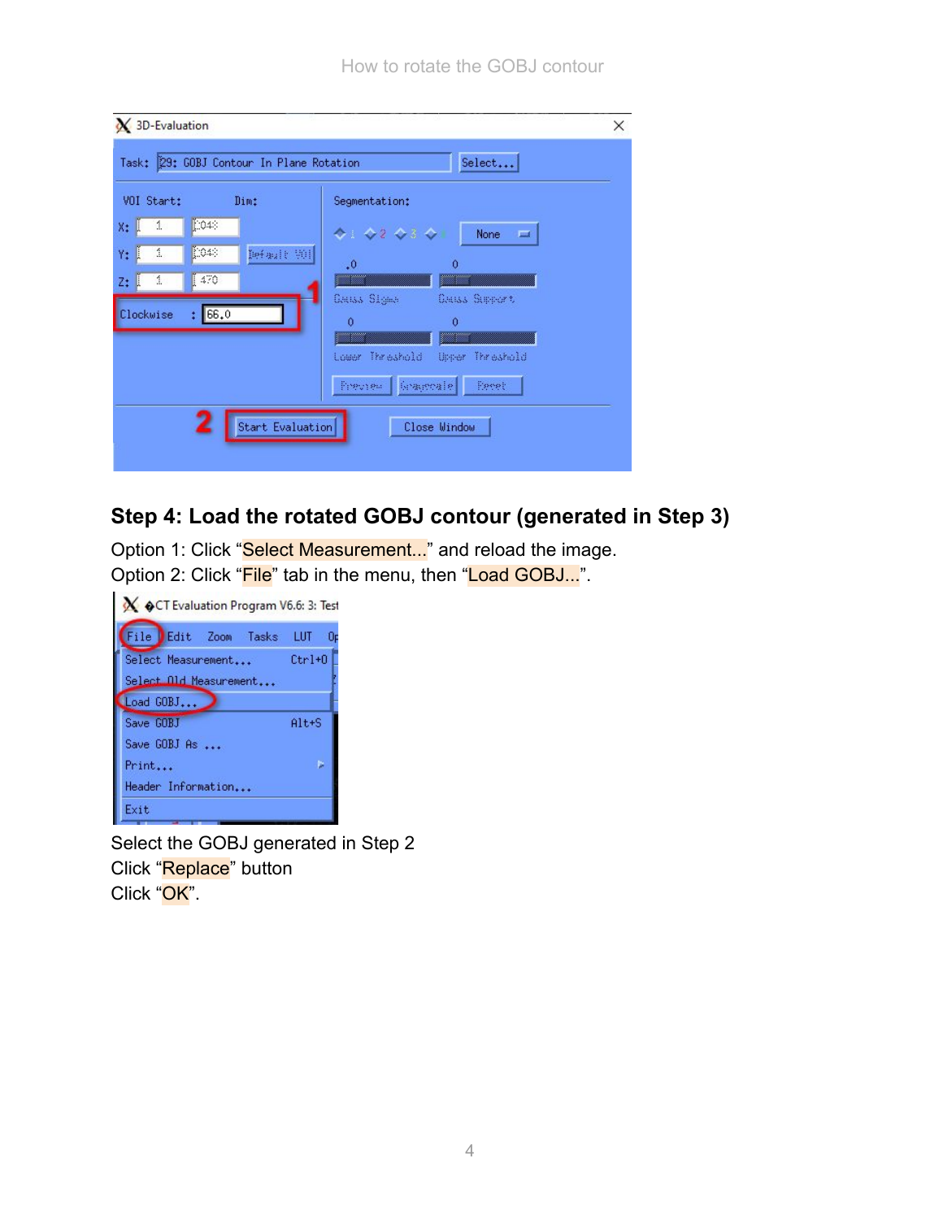## Step 4: Load the rotated GOBJ contour (generated in Step 3)

Option 1: Click "Select Measurement..." and reload the image.
Option 2: Click "File" tab in the menu, then "Load GOBJ...".

Select the GOBJ generated in Step 2
Click "Replace" button
Click "OK".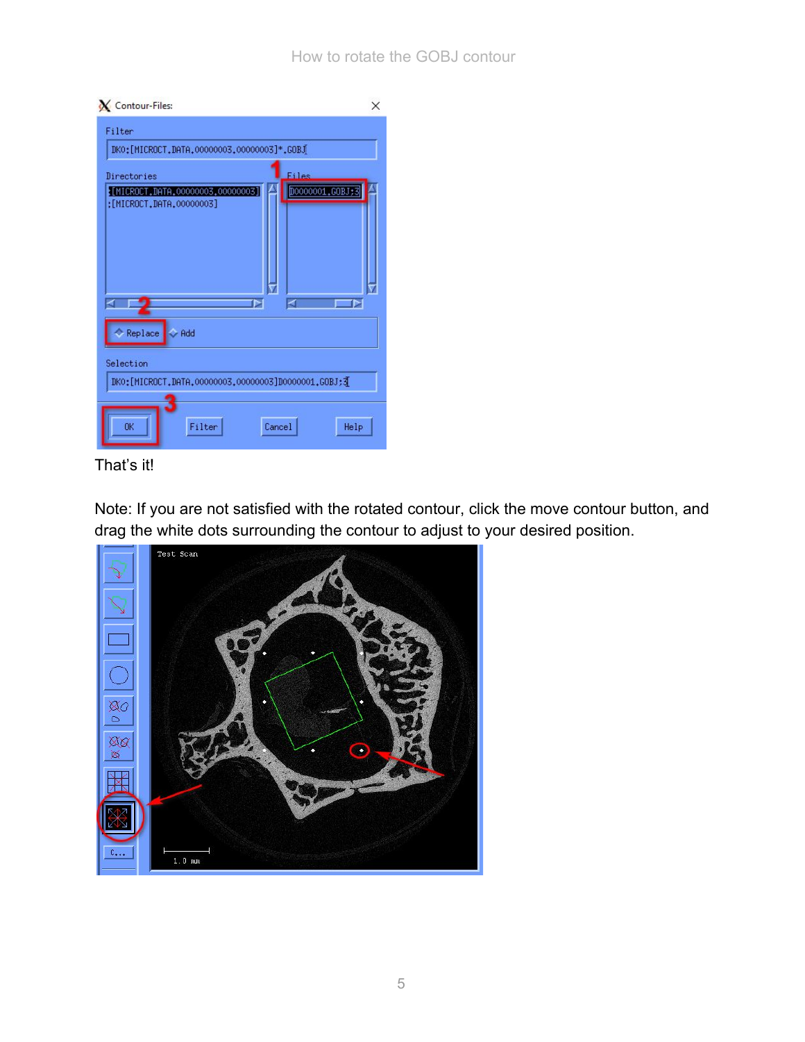That's it!

Note: If you are not satisfied with the rotated contour, click the move contour button, and drag the white dots surrounding the contour to adjust to your desired position.